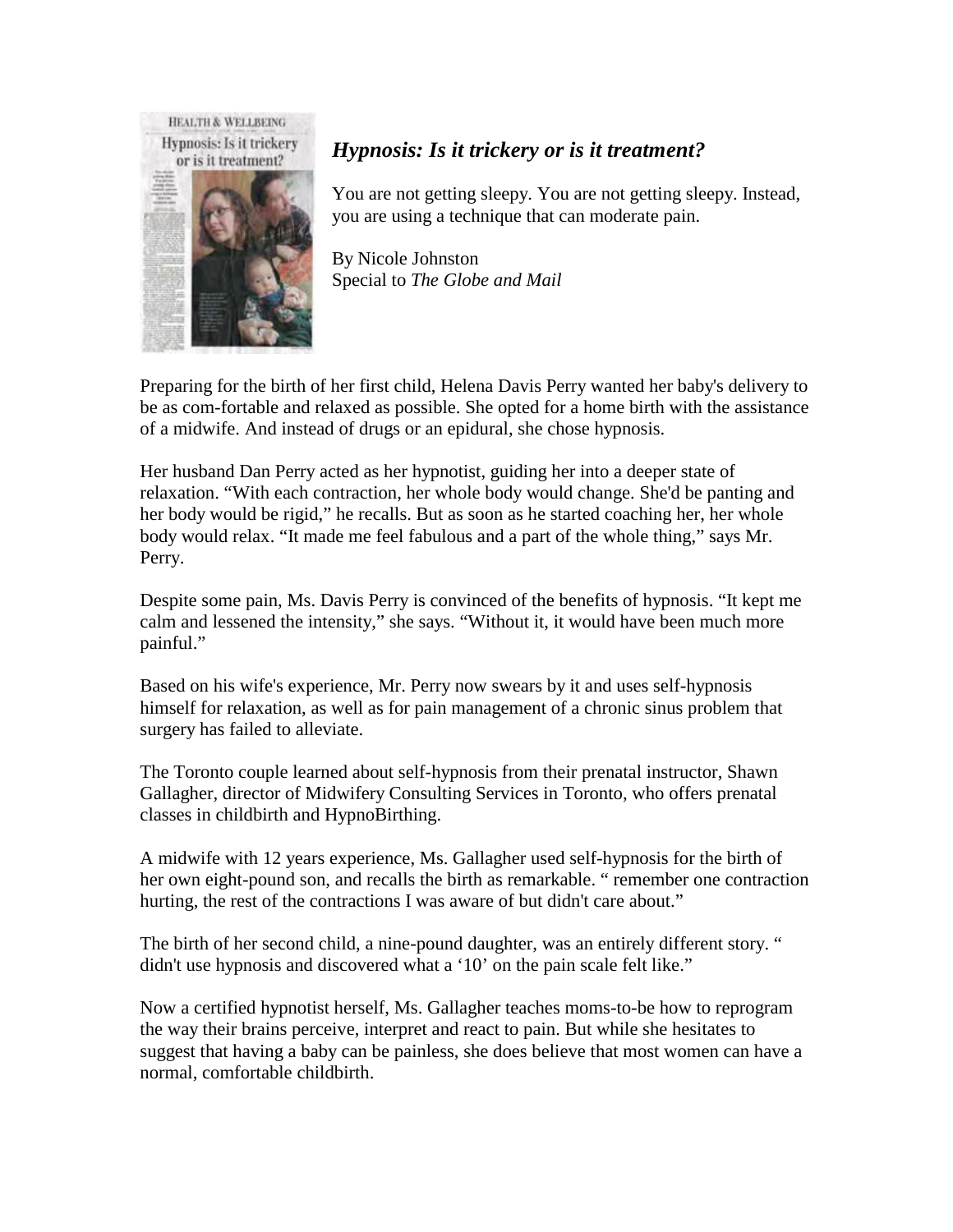## *Hypnosis: Is it trickery or is it treatment?*

You are not getting sleepy. You are not getting sleepy. Instead, you are using a technique that can moderate pain.

By Nicole Johnston
Special to *The Globe and Mail*

Preparing for the birth of her first child, Helena Davis Perry wanted her baby's delivery to be as com-fortable and relaxed as possible. She opted for a home birth with the assistance of a midwife. And instead of drugs or an epidural, she chose hypnosis.

Her husband Dan Perry acted as her hypnotist, guiding her into a deeper state of relaxation. "With each contraction, her whole body would change. She'd be panting and her body would be rigid," he recalls. But as soon as he started coaching her, her whole body would relax. "It made me feel fabulous and a part of the whole thing," says Mr. Perry.

Despite some pain, Ms. Davis Perry is convinced of the benefits of hypnosis. "It kept me calm and lessened the intensity," she says. "Without it, it would have been much more painful."

Based on his wife's experience, Mr. Perry now swears by it and uses self-hypnosis himself for relaxation, as well as for pain management of a chronic sinus problem that surgery has failed to alleviate.

The Toronto couple learned about self-hypnosis from their prenatal instructor, Shawn Gallagher, director of Midwifery Consulting Services in Toronto, who offers prenatal classes in childbirth and HypnoBirthing.

A midwife with 12 years experience, Ms. Gallagher used self-hypnosis for the birth of her own eight-pound son, and recalls the birth as remarkable. " remember one contraction hurting, the rest of the contractions I was aware of but didn't care about."

The birth of her second child, a nine-pound daughter, was an entirely different story. " didn't use hypnosis and discovered what a '10' on the pain scale felt like."

Now a certified hypnotist herself, Ms. Gallagher teaches moms-to-be how to reprogram the way their brains perceive, interpret and react to pain. But while she hesitates to suggest that having a baby can be painless, she does believe that most women can have a normal, comfortable childbirth.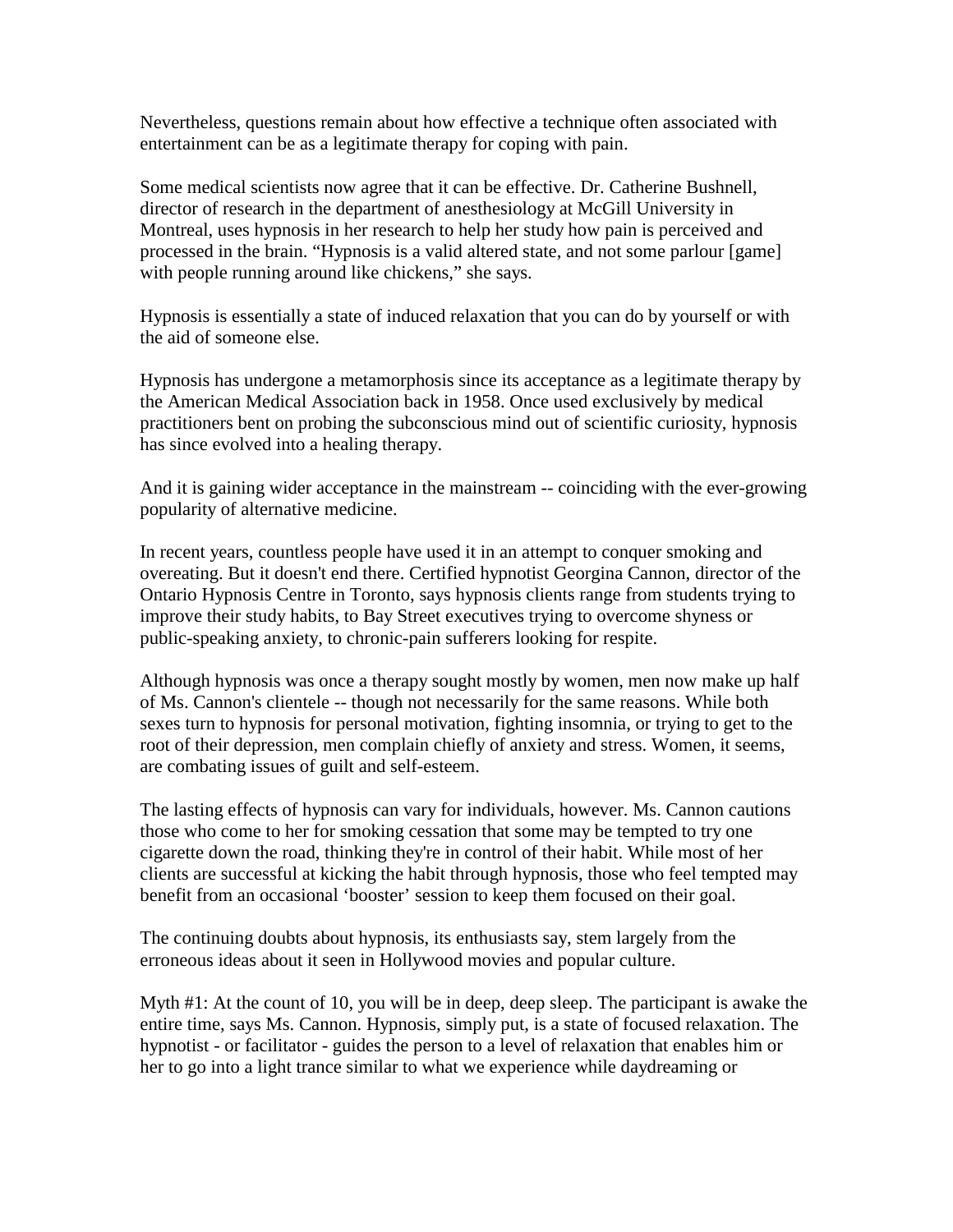Nevertheless, questions remain about how effective a technique often associated with entertainment can be as a legitimate therapy for coping with pain.

Some medical scientists now agree that it can be effective. Dr. Catherine Bushnell, director of research in the department of anesthesiology at McGill University in Montreal, uses hypnosis in her research to help her study how pain is perceived and processed in the brain. "Hypnosis is a valid altered state, and not some parlour [game] with people running around like chickens," she says.

Hypnosis is essentially a state of induced relaxation that you can do by yourself or with the aid of someone else.

Hypnosis has undergone a metamorphosis since its acceptance as a legitimate therapy by the American Medical Association back in 1958. Once used exclusively by medical practitioners bent on probing the subconscious mind out of scientific curiosity, hypnosis has since evolved into a healing therapy.

And it is gaining wider acceptance in the mainstream -- coinciding with the ever-growing popularity of alternative medicine.

In recent years, countless people have used it in an attempt to conquer smoking and overeating. But it doesn't end there. Certified hypnotist Georgina Cannon, director of the Ontario Hypnosis Centre in Toronto, says hypnosis clients range from students trying to improve their study habits, to Bay Street executives trying to overcome shyness or public-speaking anxiety, to chronic-pain sufferers looking for respite.

Although hypnosis was once a therapy sought mostly by women, men now make up half of Ms. Cannon's clientele -- though not necessarily for the same reasons. While both sexes turn to hypnosis for personal motivation, fighting insomnia, or trying to get to the root of their depression, men complain chiefly of anxiety and stress. Women, it seems, are combating issues of guilt and self-esteem.

The lasting effects of hypnosis can vary for individuals, however. Ms. Cannon cautions those who come to her for smoking cessation that some may be tempted to try one cigarette down the road, thinking they're in control of their habit. While most of her clients are successful at kicking the habit through hypnosis, those who feel tempted may benefit from an occasional 'booster' session to keep them focused on their goal.

The continuing doubts about hypnosis, its enthusiasts say, stem largely from the erroneous ideas about it seen in Hollywood movies and popular culture.

Myth #1: At the count of 10, you will be in deep, deep sleep. The participant is awake the entire time, says Ms. Cannon. Hypnosis, simply put, is a state of focused relaxation. The hypnotist - or facilitator - guides the person to a level of relaxation that enables him or her to go into a light trance similar to what we experience while daydreaming or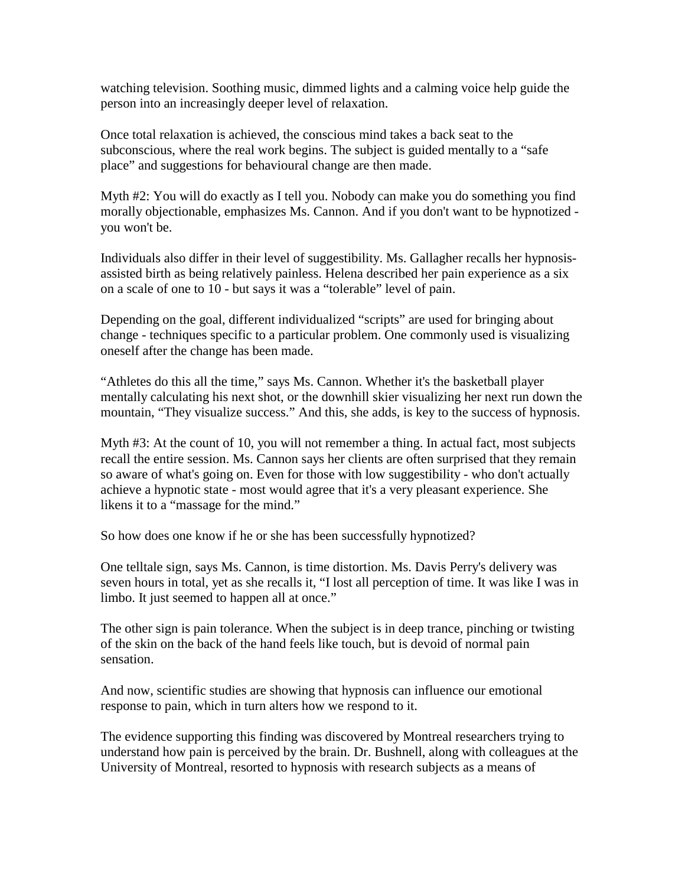watching television. Soothing music, dimmed lights and a calming voice help guide the person into an increasingly deeper level of relaxation.

Once total relaxation is achieved, the conscious mind takes a back seat to the subconscious, where the real work begins. The subject is guided mentally to a “safe place” and suggestions for behavioural change are then made.

Myth #2: You will do exactly as I tell you. Nobody can make you do something you find morally objectionable, emphasizes Ms. Cannon. And if you don't want to be hypnotized - you won't be.

Individuals also differ in their level of suggestibility. Ms. Gallagher recalls her hypnosis-assisted birth as being relatively painless. Helena described her pain experience as a six on a scale of one to 10 - but says it was a “tolerable” level of pain.

Depending on the goal, different individualized “scripts” are used for bringing about change - techniques specific to a particular problem. One commonly used is visualizing oneself after the change has been made.

“Athletes do this all the time,” says Ms. Cannon. Whether it's the basketball player mentally calculating his next shot, or the downhill skier visualizing her next run down the mountain, “They visualize success.” And this, she adds, is key to the success of hypnosis.

Myth #3: At the count of 10, you will not remember a thing. In actual fact, most subjects recall the entire session. Ms. Cannon says her clients are often surprised that they remain so aware of what's going on. Even for those with low suggestibility - who don't actually achieve a hypnotic state - most would agree that it's a very pleasant experience. She likens it to a “massage for the mind.”

So how does one know if he or she has been successfully hypnotized?

One telltale sign, says Ms. Cannon, is time distortion. Ms. Davis Perry's delivery was seven hours in total, yet as she recalls it, “I lost all perception of time. It was like I was in limbo. It just seemed to happen all at once.”

The other sign is pain tolerance. When the subject is in deep trance, pinching or twisting of the skin on the back of the hand feels like touch, but is devoid of normal pain sensation.

And now, scientific studies are showing that hypnosis can influence our emotional response to pain, which in turn alters how we respond to it.

The evidence supporting this finding was discovered by Montreal researchers trying to understand how pain is perceived by the brain. Dr. Bushnell, along with colleagues at the University of Montreal, resorted to hypnosis with research subjects as a means of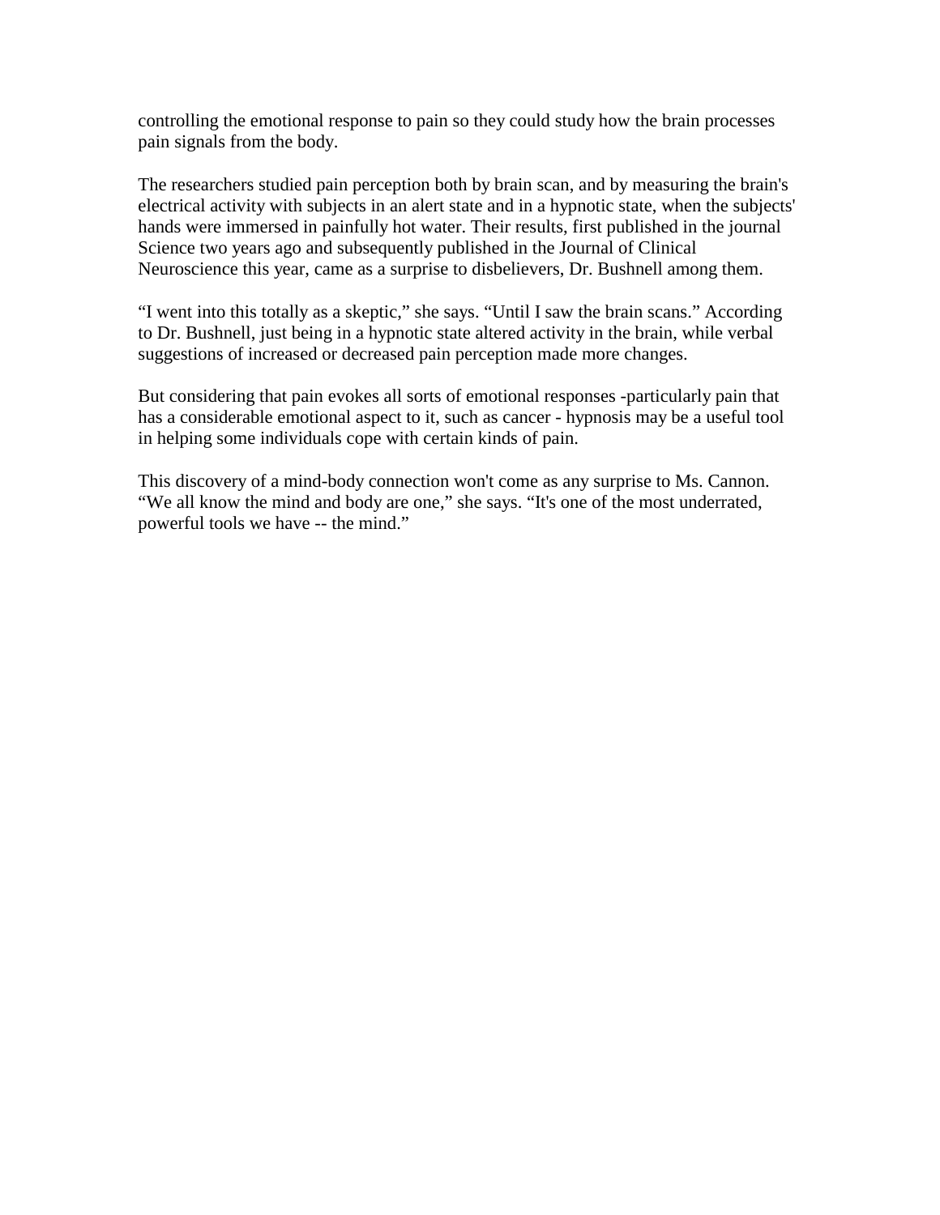controlling the emotional response to pain so they could study how the brain processes pain signals from the body.

The researchers studied pain perception both by brain scan, and by measuring the brain's electrical activity with subjects in an alert state and in a hypnotic state, when the subjects' hands were immersed in painfully hot water. Their results, first published in the journal Science two years ago and subsequently published in the Journal of Clinical Neuroscience this year, came as a surprise to disbelievers, Dr. Bushnell among them.

“I went into this totally as a skeptic,” she says. “Until I saw the brain scans.” According to Dr. Bushnell, just being in a hypnotic state altered activity in the brain, while verbal suggestions of increased or decreased pain perception made more changes.

But considering that pain evokes all sorts of emotional responses -particularly pain that has a considerable emotional aspect to it, such as cancer - hypnosis may be a useful tool in helping some individuals cope with certain kinds of pain.

This discovery of a mind-body connection won't come as any surprise to Ms. Cannon. “We all know the mind and body are one,” she says. “It's one of the most underrated, powerful tools we have -- the mind.”